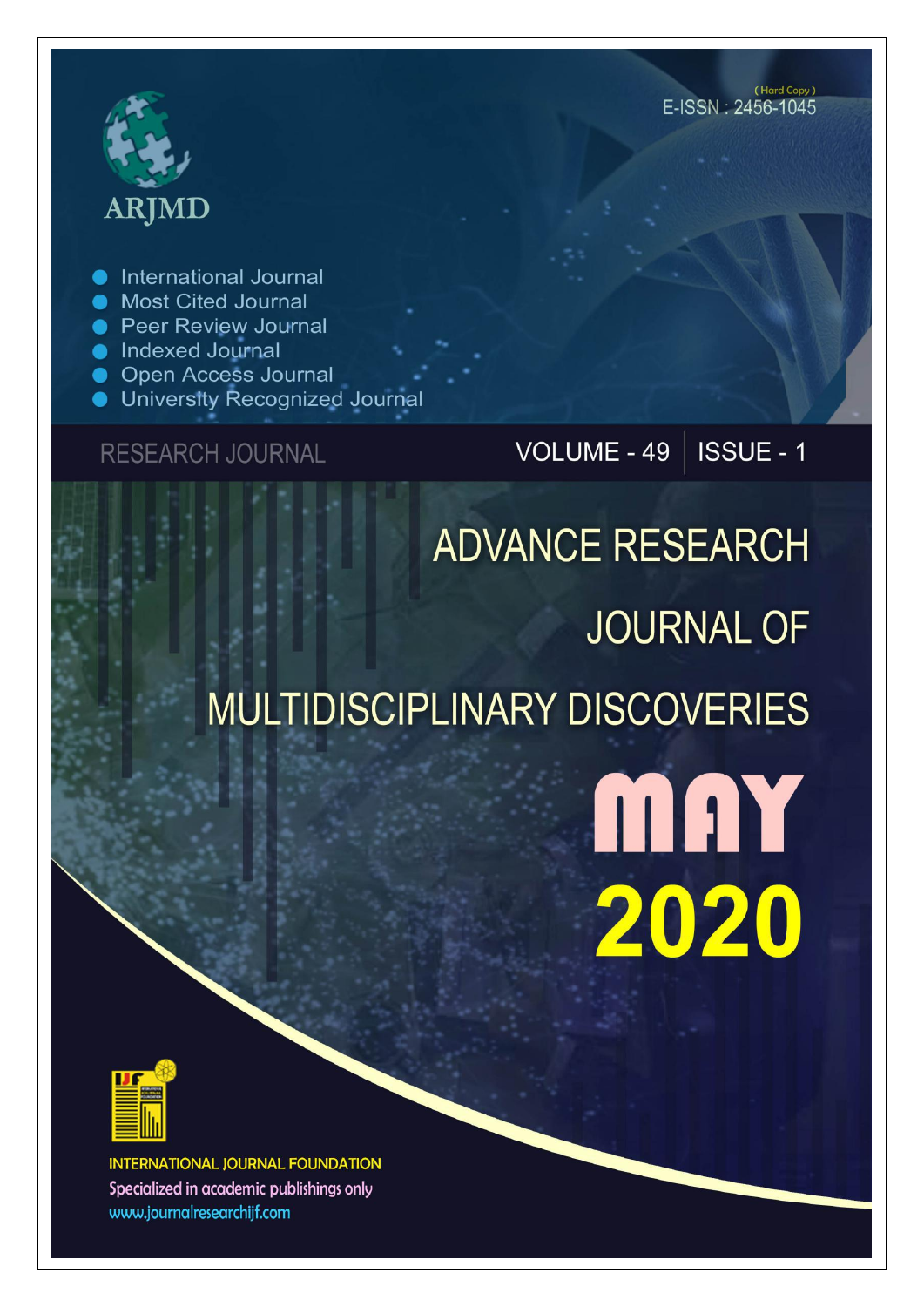ARJMD

(Hard Copy)
E-ISSN : 2456-1045

- International Journal
- Most Cited Journal
- Peer Review Journal
- Indexed Journal
- Open Access Journal
- University Recognized Journal

RESEARCH JOURNAL

VOLUME - 49 | ISSUE - 1

# ADVANCE RESEARCH JOURNAL OF MULTIDISCIPLINARY DISCOVERIES

MAY 2020

INTERNATIONAL JOURNAL FOUNDATION
Specialized in academic publishings only
www.journalresearchijf.com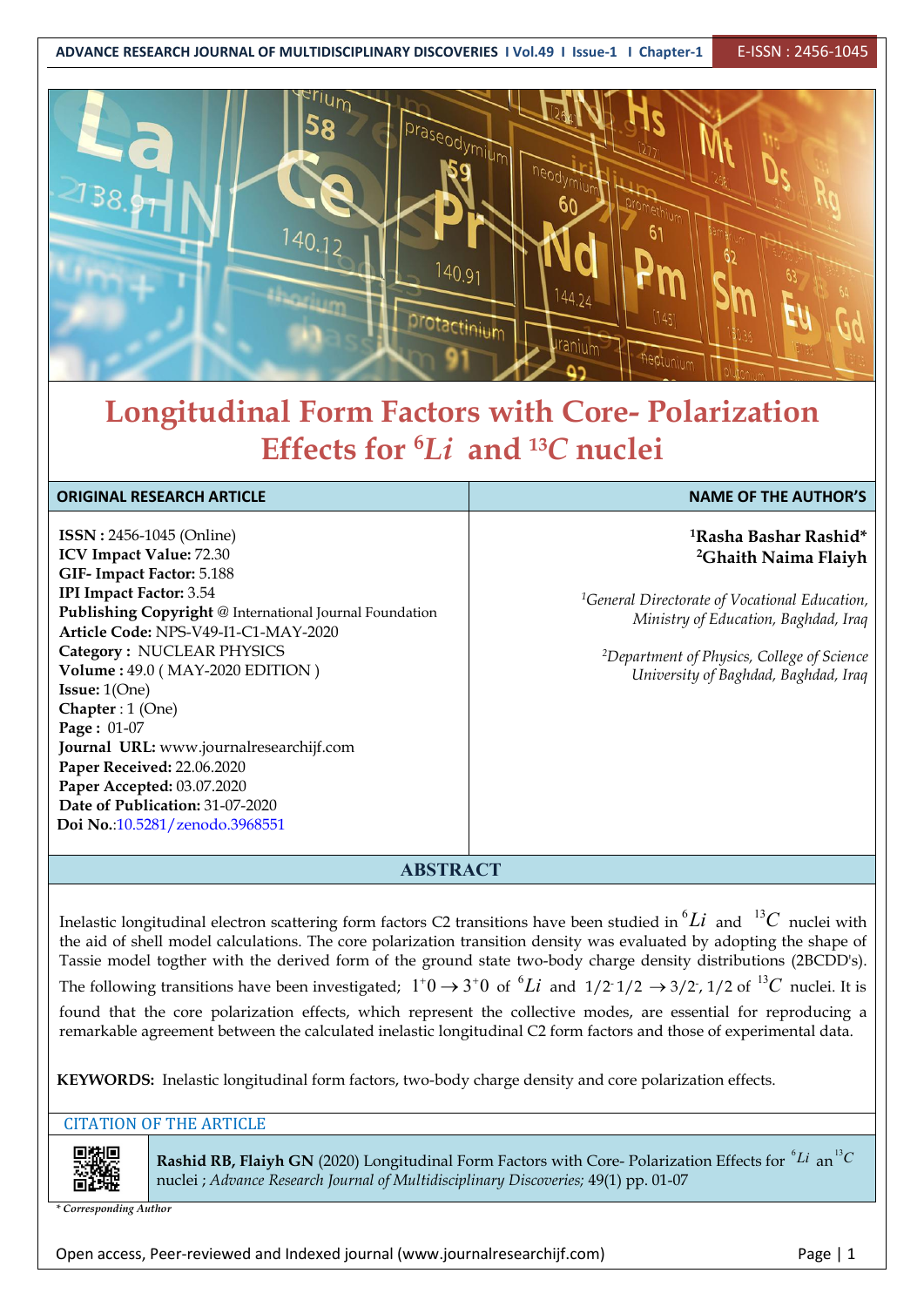# Longitudinal Form Factors with Core- Polarization Effects for $^6Li$ and $^{13}C$ nuclei

| ORIGINAL RESEARCH ARTICLE | NAME OF THE AUTHOR'S |
|---|---|
| **ISSN :** 2456-1045 (Online)<br>**ICV Impact Value:** 72.30<br>**GIF- Impact Factor:** 5.188<br>**IPI Impact Factor:** 3.54<br>**Publishing Copyright** @ International Journal Foundation<br>**Article Code:** NPS-V49-I1-C1-MAY-2020<br>**Category :** NUCLEAR PHYSICS<br>**Volume :** 49.0 ( MAY-2020 EDITION )<br>**Issue:** 1(One)<br>**Chapter** : 1 (One)<br>**Page :** 01-07<br>**Journal URL:** www.journalresearchijf.com<br>**Paper Received:** 22.06.2020<br>**Paper Accepted:** 03.07.2020<br>**Date of Publication:** 31-07-2020<br>**Doi No.**:10.5281/zenodo.3968551 | **[1]Rasha Bashar Rashid***<br>**[2]Ghaith Naima Flaiyh**<br><br>*[1]General Directorate of Vocational Education, Ministry of Education, Baghdad, Iraq*<br><br>*[2]Department of Physics, College of Science University of Baghdad, Baghdad, Iraq* |

## ABSTRACT

Inelastic longitudinal electron scattering form factors C2 transitions have been studied in $^6Li$ and $^{13}C$ nuclei with the aid of shell model calculations. The core polarization transition density was evaluated by adopting the shape of Tassie model togther with the derived form of the ground state two-body charge density distributions (2BCDD's). The following transitions have been investigated; $1^+0 \rightarrow 3^+0$ of $^6Li$ and $1/2^- 1/2 \rightarrow 3/2^-, 1/2$ of $^{13}C$ nuclei. It is found that the core polarization effects, which represent the collective modes, are essential for reproducing a remarkable agreement between the calculated inelastic longitudinal C2 form factors and those of experimental data.

**KEYWORDS:** Inelastic longitudinal form factors, two-body charge density and core polarization effects.

CITATION OF THE ARTICLE

**Rashid RB, Flaiyh GN** (2020) Longitudinal Form Factors with Core- Polarization Effects for $^6Li$ an $^{13}C$ nuclei ; *Advance Research Journal of Multidisciplinary Discoveries;* 49(1) pp. 01-07

*\* Corresponding Author*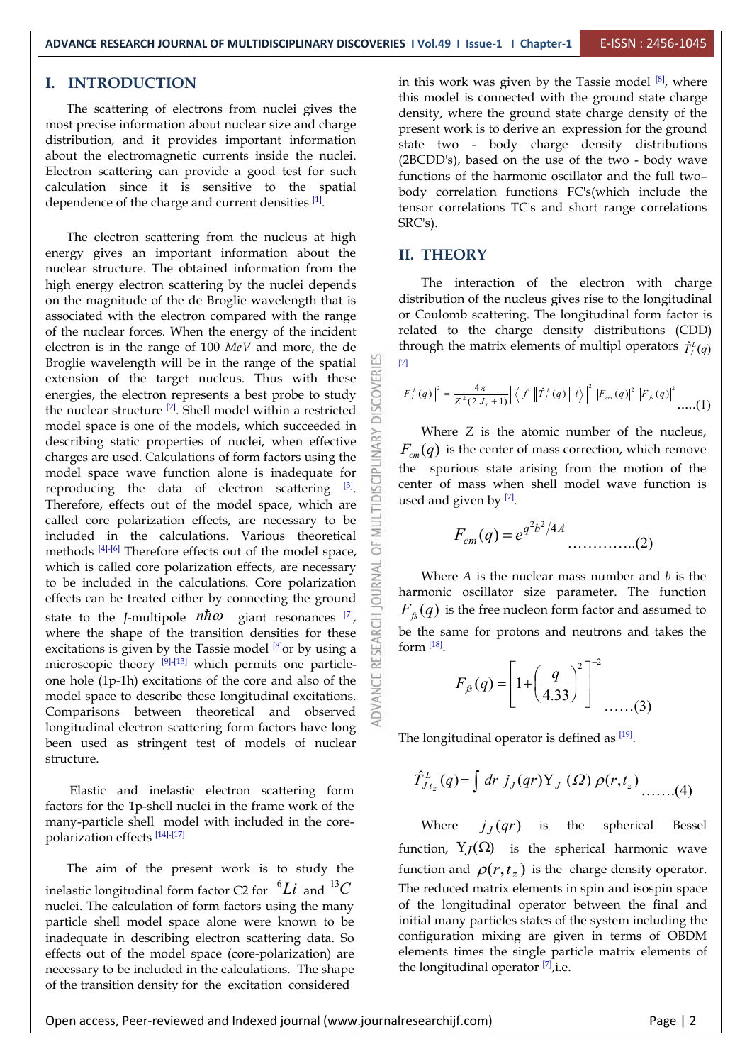## I. INTRODUCTION

The scattering of electrons from nuclei gives the most precise information about nuclear size and charge distribution, and it provides important information about the electromagnetic currents inside the nuclei. Electron scattering can provide a good test for such calculation since it is sensitive to the spatial dependence of the charge and current densities [1].

The electron scattering from the nucleus at high energy gives an important information about the nuclear structure. The obtained information from the high energy electron scattering by the nuclei depends on the magnitude of the de Broglie wavelength that is associated with the electron compared with the range of the nuclear forces. When the energy of the incident electron is in the range of 100 *MeV* and more, the de Broglie wavelength will be in the range of the spatial extension of the target nucleus. Thus with these energies, the electron represents a best probe to study the nuclear structure [2]. Shell model within a restricted model space is one of the models, which succeeded in describing static properties of nuclei, when effective charges are used. Calculations of form factors using the model space wave function alone is inadequate for reproducing the data of electron scattering [3]. Therefore, effects out of the model space, which are called core polarization effects, are necessary to be included in the calculations. Various theoretical methods [4]-[6] Therefore effects out of the model space, which is called core polarization effects, are necessary to be included in the calculations. Core polarization effects can be treated either by connecting the ground state to the *J*-multipole $n\hbar\omega$ giant resonances [7], where the shape of the transition densities for these excitations is given by the Tassie model [8]or by using a microscopic theory [9]-[13] which permits one particle-one hole (1p-1h) excitations of the core and also of the model space to describe these longitudinal excitations. Comparisons between theoretical and observed longitudinal electron scattering form factors have long been used as stringent test of models of nuclear structure.

Elastic and inelastic electron scattering form factors for the 1p-shell nuclei in the frame work of the many-particle shell model with included in the core-polarization effects [14]-[17]

The aim of the present work is to study the inelastic longitudinal form factor C2 for $^{6}Li$ and $^{13}C$ nuclei. The calculation of form factors using the many particle shell model space alone were known to be inadequate in describing electron scattering data. So effects out of the model space (core-polarization) are necessary to be included in the calculations. The shape of the transition density for the excitation considered in this work was given by the Tassie model [8], where this model is connected with the ground state charge density, where the ground state charge density of the present work is to derive an expression for the ground state two - body charge density distributions (2BCDD's), based on the use of the two - body wave functions of the harmonic oscillator and the full two–body correlation functions FC's(which include the tensor correlations TC's and short range correlations SRC's).

## II. THEORY

The interaction of the electron with charge distribution of the nucleus gives rise to the longitudinal or Coulomb scattering. The longitudinal form factor is related to the charge density distributions (CDD) through the matrix elements of multipl operators $\hat{T}_J^L(q)$ [7]

$$\left|F_J^L(q)\right|^2 = \frac{4\pi}{Z^2(2J_i+1)}\left|\left\langle f\left\|\hat{T}_J^L(q)\right\|i\right\rangle\right|^2 \left|F_{cm}(q)\right|^2\left|F_{fs}(q)\right|^2 \quad \text{.....(1)}$$

Where $Z$ is the atomic number of the nucleus, $F_{cm}(q)$ is the center of mass correction, which remove the spurious state arising from the motion of the center of mass when shell model wave function is used and given by [7].

$$F_{cm}(q) = e^{q^2b^2/4A} \quad \text{..............(2)}$$

Where $A$ is the nuclear mass number and $b$ is the harmonic oscillator size parameter. The function $F_{fs}(q)$ is the free nucleon form factor and assumed to be the same for protons and neutrons and takes the form [18].

$$F_{fs}(q) = \left[1+\left(\frac{q}{4.33}\right)^2\right]^{-2} \quad \text{......(3)}$$

The longitudinal operator is defined as [19].

$$\hat{T}_{Jt_z}^L(q) = \int dr\, j_J(qr) \mathrm{Y}_J(\Omega)\, \rho(r,t_z) \quad \text{.......(4)}$$

Where $j_J(qr)$ is the spherical Bessel function, $\mathrm{Y}_J(\Omega)$ is the spherical harmonic wave function and $\rho(r,t_z)$ is the charge density operator. The reduced matrix elements in spin and isospin space of the longitudinal operator between the final and initial many particles states of the system including the configuration mixing are given in terms of OBDM elements times the single particle matrix elements of the longitudinal operator [7],i.e.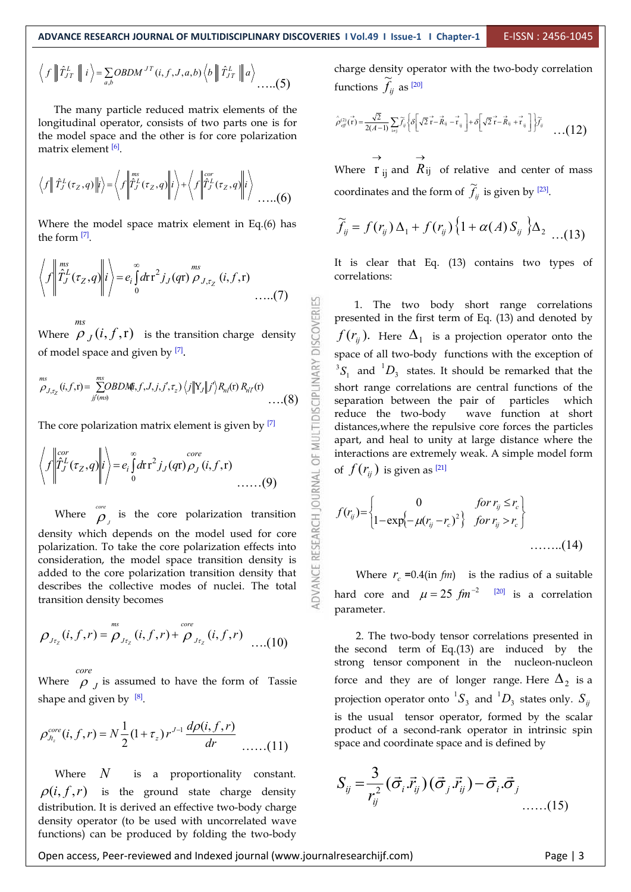$$\left\langle f \left\| \hat{T}_{JT}^{L} \right\| i \right\rangle = \sum_{a,b} OBDM^{JT}(i,f,J,a,b) \left\langle b \left\| \hat{T}_{JT}^{L} \right\| a \right\rangle \quad .....(5)$$

The many particle reduced matrix elements of the longitudinal operator, consists of two parts one is for the model space and the other is for core polarization matrix element [6].

$$\left\langle f \left\| \hat{T}_{J}^{L}(\tau_Z,q) \right\| i \right\rangle = \left\langle f \left\| \overset{ms}{\hat{T}_{J}^{L}}(\tau_Z,q) \right\| i \right\rangle + \left\langle f \left\| \overset{cor}{\hat{T}_{J}^{L}}(\tau_Z,q) \right\| i \right\rangle \quad .....(6)$$

Where the model space matrix element in Eq.(6) has the form [7].

$$\left\langle f \left\| \overset{ms}{\hat{T}_{J}^{L}}(\tau_Z,q) \right\| i \right\rangle = e_i \int_0^{\infty} dr\, r^2 j_J(qr) \overset{ms}{\rho}_{J,\tau_Z}(i,f,r) \quad .....(7)$$

Where $\overset{ms}{\rho}_J(i,f,r)$ is the transition charge density of model space and given by [7].

$$\overset{ms}{\rho}_{J,\tau_Z}(i,f,r) = \sum_{jj'(ms)} \overset{ms}{OBDM}(i,f,J,j,j',\tau_z) \left\langle j \left\| Y_J \right\| j' \right\rangle R_{nl}(r) R_{n'l'}(r) \quad ....(8)$$

The core polarization matrix element is given by [7]

$$\left\langle f \left\| \overset{cor}{\hat{T}_{J}^{L}}(\tau_Z,q) \right\| i \right\rangle = e_i \int_0^{\infty} dr\, r^2 j_J(qr) \overset{core}{\rho}_J(i,f,r) \quad ......(9)$$

Where $\overset{core}{\rho}_J$ is the core polarization transition density which depends on the model used for core polarization. To take the core polarization effects into consideration, the model space transition density is added to the core polarization transition density that describes the collective modes of nuclei. The total transition density becomes

$$\rho_{J\tau_Z}(i,f,r) = \overset{ms}{\rho}_{J\tau_Z}(i,f,r) + \overset{core}{\rho}_{J\tau_Z}(i,f,r) \quad ....(10)$$

Where $\overset{core}{\rho}_J$ is assumed to have the form of Tassie shape and given by [8].

$$\rho^{core}_{J t_z}(i,f,r) = N \frac{1}{2}(1+\tau_z) r^{J-1} \frac{d\rho(i,f,r)}{dr} \quad ......(11)$$

Where $N$ is a proportionality constant. $\rho(i,f,r)$ is the ground state charge density distribution. It is derived an effective two-body charge density operator (to be used with uncorrelated wave functions) can be produced by folding the two-body charge density operator with the two-body correlation functions $\tilde{f}_{ij}$ as [20]

$$\hat{\rho}^{(2)}_{eff}(\vec{r}) = \frac{\sqrt{2}}{2(A-1)} \sum_{i \neq j} \tilde{f}_{ij} \left\{ \delta\left[\sqrt{2}\,\vec{r} - \vec{R}_{ij} - \vec{r}_{ij}\right] + \delta\left[\sqrt{2}\,\vec{r} - \vec{R}_{ij} + \vec{r}_{ij}\right] \right\} \tilde{f}_{ij} \quad ...(12)$$

Where $\vec{r}_{ij}$ and $\vec{R}_{ij}$ of relative and center of mass coordinates and the form of $\tilde{f}_{ij}$ is given by [23].

$$\tilde{f}_{ij} = f(r_{ij})\Delta_1 + f(r_{ij})\left\{1 + \alpha(A) S_{ij}\right\}\Delta_2 \quad ...(13)$$

It is clear that Eq. (13) contains two types of correlations:

1. The two body short range correlations presented in the first term of Eq. (13) and denoted by $f(r_{ij})$. Here $\Delta_1$ is a projection operator onto the space of all two-body functions with the exception of ${}^3S_1$ and ${}^1D_3$ states. It should be remarked that the short range correlations are central functions of the separation between the pair of particles which reduce the two-body wave function at short distances,where the repulsive core forces the particles apart, and heal to unity at large distance where the interactions are extremely weak. A simple model form of $f(r_{ij})$ is given as [21]

$$f(r_{ij}) = \begin{cases} 0 & for\ r_{ij} \le r_c \\ 1 - \exp\left\{-\mu (r_{ij} - r_c)^2\right\} & for\ r_{ij} > r_c \end{cases} \quad ........(14)$$

Where $r_c$ =0.4(in $fm$) is the radius of a suitable hard core and $\mu = 25\ fm^{-2}$ [20] is a correlation parameter.

2. The two-body tensor correlations presented in the second term of Eq.(13) are induced by the strong tensor component in the nucleon-nucleon force and they are of longer range. Here $\Delta_2$ is a projection operator onto ${}^1S_3$ and ${}^1D_3$ states only. $S_{ij}$ is the usual tensor operator, formed by the scalar product of a second-rank operator in intrinsic spin space and coordinate space and is defined by

$$S_{ij} = \frac{3}{r_{ij}^2}(\vec{\sigma}_i . \vec{r}_{ij})(\vec{\sigma}_j . \vec{r}_{ij}) - \vec{\sigma}_i . \vec{\sigma}_j \quad ......(15)$$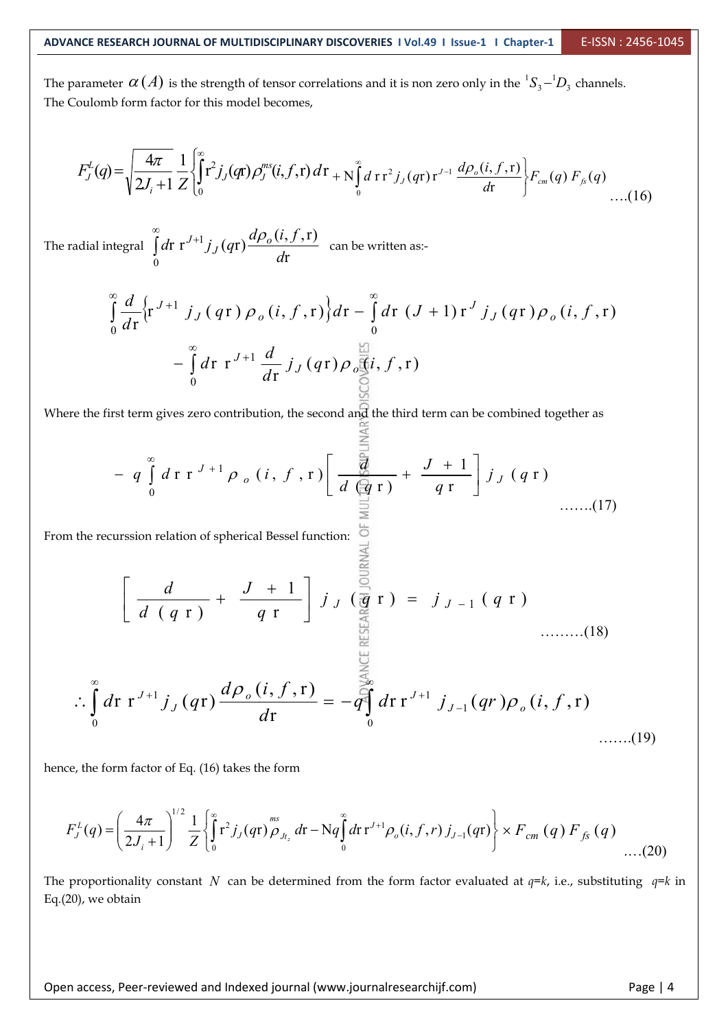The parameter $\alpha(A)$ is the strength of tensor correlations and it is non zero only in the ${}^{1}S_{3} - {}^{1}D_{3}$ channels.
The Coulomb form factor for this model becomes,

$$F_J^L(q) = \sqrt{\frac{4\pi}{2J_i+1}}\,\frac{1}{Z}\left\{\int_0^{\infty} \mathrm{r}^2 j_J(q\mathrm{r})\rho_J^{ms}(i,f,\mathrm{r})\,d\mathrm{r} + \mathrm{N}\int_0^{\infty} d\,\mathrm{r}\,\mathrm{r}^2 j_J(q\mathrm{r})\,\mathrm{r}^{J-1}\frac{d\rho_o(i,f,\mathrm{r})}{d\mathrm{r}}\right\} F_{cm}(q)\,F_{fs}(q) \quad \text{....(16)}$$

The radial integral $\int_0^{\infty} d\mathrm{r}\ \mathrm{r}^{J+1} j_J(q\mathrm{r})\frac{d\rho_o(i,f,\mathrm{r})}{d\mathrm{r}}$ can be written as:-

$$\int_0^{\infty} \frac{d}{d\mathrm{r}}\left\{\mathrm{r}^{J+1}\, j_J(q\mathrm{r})\,\rho_o(i,f,\mathrm{r})\right\} d\mathrm{r} - \int_0^{\infty} d\mathrm{r}\ (J+1)\,\mathrm{r}^{J}\, j_J(q\mathrm{r})\,\rho_o(i,f,\mathrm{r})$$
$$-\int_0^{\infty} d\mathrm{r}\ \mathrm{r}^{J+1}\frac{d}{d\mathrm{r}}\, j_J(q\mathrm{r})\,\rho_o(i,f,\mathrm{r})$$

Where the first term gives zero contribution, the second and the third term can be combined together as

$$-\,q\int_0^{\infty} d\,\mathrm{r}\,\mathrm{r}^{J+1}\rho_o(i,f,\mathrm{r})\left[\frac{d}{d(q\mathrm{r})} + \frac{J+1}{q\mathrm{r}}\right] j_J(q\mathrm{r}) \quad \text{.......(17)}$$

From the recurssion relation of spherical Bessel function:

$$\left[\frac{d}{d(q\mathrm{r})} + \frac{J+1}{q\mathrm{r}}\right] j_J(q\mathrm{r}) = j_{J-1}(q\mathrm{r}) \quad \text{.........(18)}$$

$$\therefore \int_0^{\infty} d\mathrm{r}\ \mathrm{r}^{J+1} j_J(q\mathrm{r})\frac{d\rho_o(i,f,\mathrm{r})}{d\mathrm{r}} = -q\int_0^{\infty} d\mathrm{r}\,\mathrm{r}^{J+1}\ j_{J-1}(q r)\rho_o(i,f,\mathrm{r}) \quad \text{.......(19)}$$

hence, the form factor of Eq. (16) takes the form

$$F_J^L(q) = \left(\frac{4\pi}{2J_i+1}\right)^{1/2}\frac{1}{Z}\left\{\int_0^{\infty} \mathrm{r}^2 j_J(q\mathrm{r})\,\rho_{Jt_z}^{ms}\,d\mathrm{r} - \mathrm{N}q\int_0^{\infty} d\mathrm{r}\,\mathrm{r}^{J+1}\rho_o(i,f,r)\,j_{J-1}(q\mathrm{r})\right\} \times F_{cm}(q)\,F_{fs}(q) \quad \text{....(20)}$$

The proportionality constant $N$ can be determined from the form factor evaluated at $q=k$, i.e., substituting $q=k$ in Eq.(20), we obtain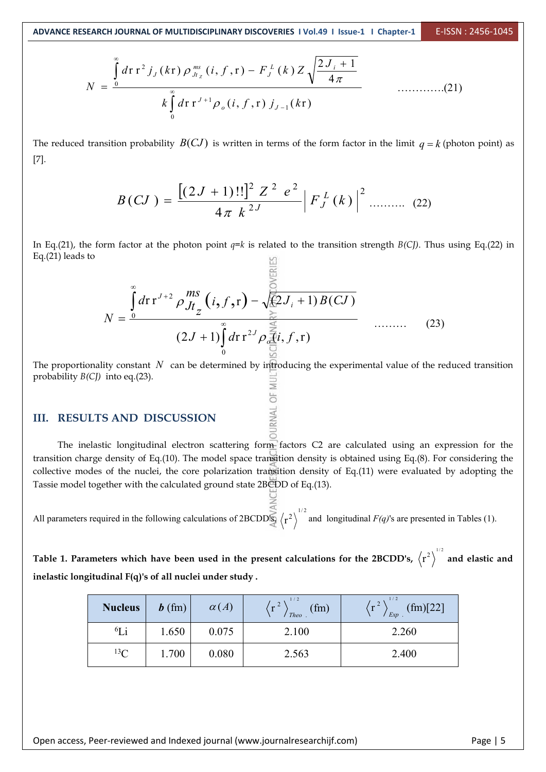$$N = \frac{\int_0^\infty d\mathrm{r}\,\mathrm{r}^2 j_J(k\mathrm{r})\,\rho_{Jt_z}^{ms}(i,f,\mathrm{r}) - F_J^L(k)\,Z\sqrt{\frac{2J_i+1}{4\pi}}}{k\int_0^\infty d\mathrm{r}\,\mathrm{r}^{J+1}\rho_o(i,f,\mathrm{r})\,j_{J-1}(k\mathrm{r})} \quad \text{.............(21)}$$

The reduced transition probability $B(CJ)$ is written in terms of the form factor in the limit $q = k$ (photon point) as [7].

$$B(CJ) = \frac{[(2J+1)!!]^2\,Z^2\,e^2}{4\pi\,k^{2J}}\left|F_J^L(k)\right|^2 \quad \text{.......... (22)}$$

In Eq.(21), the form factor at the photon point $q=k$ is related to the transition strength $B(CJ)$. Thus using Eq.(22) in Eq.(21) leads to

$$N = \frac{\int_0^\infty d\mathrm{r}\,\mathrm{r}^{J+2}\,\rho_{Jt_z}^{ms}(i,f,\mathrm{r}) - \sqrt{(2J_i+1)B(CJ)}}{(2J+1)\int_0^\infty d\mathrm{r}\,\mathrm{r}^{2J}\rho_o(i,f,\mathrm{r})} \quad \text{......... (23)}$$

The proportionality constant $N$ can be determined by introducing the experimental value of the reduced transition probability $B(CJ)$ into eq.(23).

## III. RESULTS AND DISCUSSION

The inelastic longitudinal electron scattering form factors C2 are calculated using an expression for the transition charge density of Eq.(10). The model space transition density is obtained using Eq.(8). For considering the collective modes of the nuclei, the core polarization transition density of Eq.(11) were evaluated by adopting the Tassie model together with the calculated ground state 2BCDD of Eq.(13).

All parameters required in the following calculations of 2BCDD's, $\langle \mathrm{r}^2 \rangle^{1/2}$ and longitudinal $F(q)$'s are presented in Tables (1).

**Table 1. Parameters which have been used in the present calculations for the 2BCDD's, $\langle \mathrm{r}^2 \rangle^{1/2}$ and elastic and inelastic longitudinal F(q)'s of all nuclei under study .**

| Nucleus | $b$ (fm) | $\alpha(A)$ | $\langle \mathrm{r}^2 \rangle^{1/2}_{Theo.}$ (fm) | $\langle \mathrm{r}^2 \rangle^{1/2}_{Exp.}$ (fm)[22] |
|---|---|---|---|---|
| $^{6}$Li | 1.650 | 0.075 | 2.100 | 2.260 |
| $^{13}$C | 1.700 | 0.080 | 2.563 | 2.400 |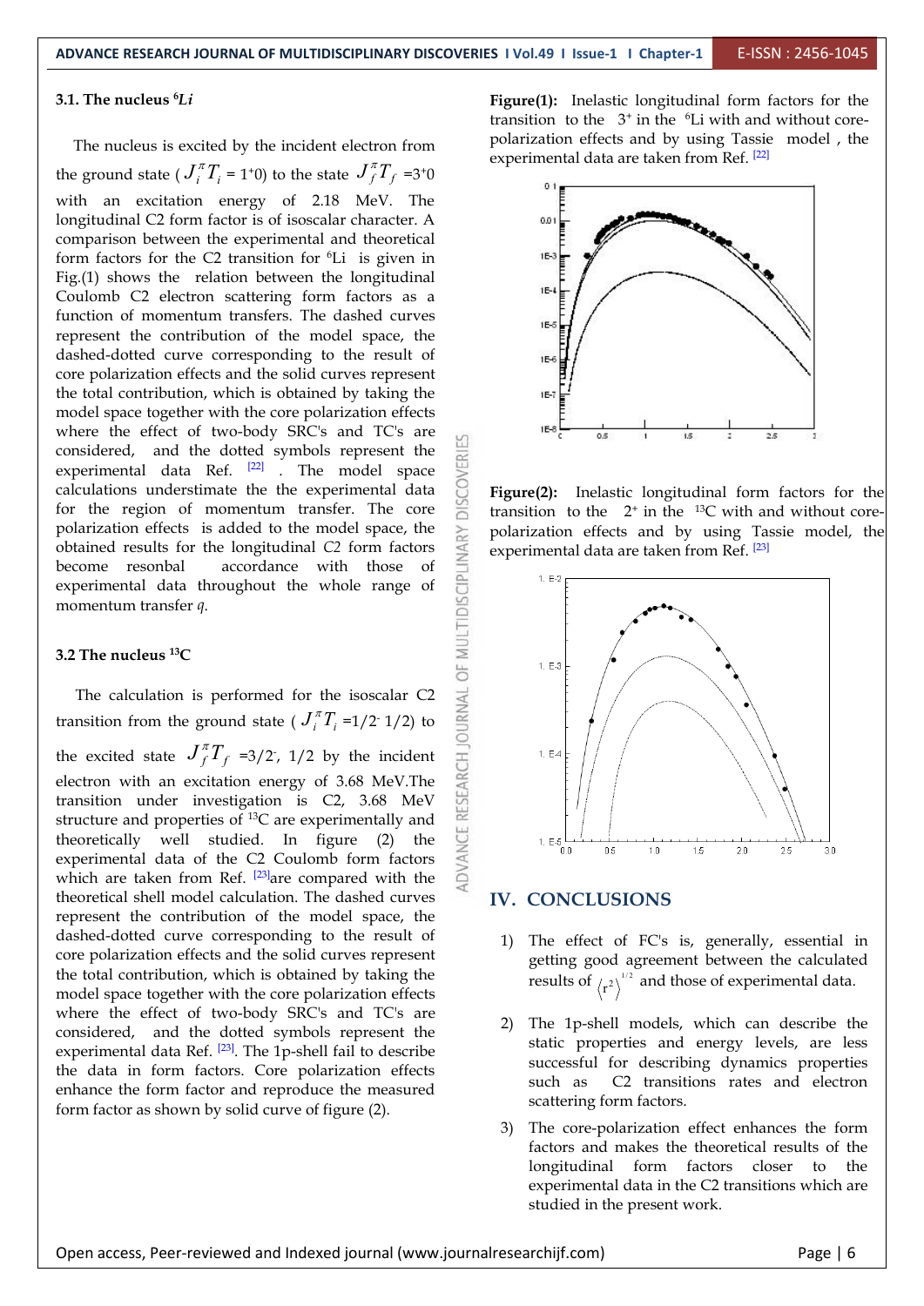### 3.1. The nucleus $^{6}Li$

The nucleus is excited by the incident electron from the ground state ( $J_i^{\pi}T_i$ = $1^{+}0$) to the state $J_f^{\pi}T_f$ =$3^{+}0$ with an excitation energy of 2.18 MeV. The longitudinal C2 form factor is of isoscalar character. A comparison between the experimental and theoretical form factors for the C2 transition for $^{6}$Li is given in Fig.(1) shows the relation between the longitudinal Coulomb C2 electron scattering form factors as a function of momentum transfers. The dashed curves represent the contribution of the model space, the dashed-dotted curve corresponding to the result of core polarization effects and the solid curves represent the total contribution, which is obtained by taking the model space together with the core polarization effects where the effect of two-body SRC's and TC's are considered, and the dotted symbols represent the experimental data Ref. [22] . The model space calculations understimate the the experimental data for the region of momentum transfer. The core polarization effects is added to the model space, the obtained results for the longitudinal C2 form factors become resonbal accordance with those of experimental data throughout the whole range of momentum transfer *q*.

### 3.2 The nucleus $^{13}$C

The calculation is performed for the isoscalar C2 transition from the ground state ( $J_i^{\pi}T_i$ =$1/2^{-}$ 1/2) to the excited state $J_f^{\pi}T_f$ =$3/2^{-}$, 1/2 by the incident electron with an excitation energy of 3.68 MeV.The transition under investigation is C2, 3.68 MeV structure and properties of $^{13}$C are experimentally and theoretically well studied. In figure (2) the experimental data of the C2 Coulomb form factors which are taken from Ref. [23]are compared with the theoretical shell model calculation. The dashed curves represent the contribution of the model space, the dashed-dotted curve corresponding to the result of core polarization effects and the solid curves represent the total contribution, which is obtained by taking the model space together with the core polarization effects where the effect of two-body SRC's and TC's are considered, and the dotted symbols represent the experimental data Ref. [23]. The 1p-shell fail to describe the data in form factors. Core polarization effects enhance the form factor and reproduce the measured form factor as shown by solid curve of figure (2).

**Figure(1):** Inelastic longitudinal form factors for the transition to the $3^{+}$ in the $^{6}$Li with and without core-polarization effects and by using Tassie model , the experimental data are taken from Ref. [22]

**Figure(2):** Inelastic longitudinal form factors for the transition to the $2^{+}$ in the $^{13}$C with and without core-polarization effects and by using Tassie model, the experimental data are taken from Ref. [23]

## IV. CONCLUSIONS

1) The effect of FC's is, generally, essential in getting good agreement between the calculated results of $\langle r^2 \rangle^{1/2}$ and those of experimental data.

2) The 1p-shell models, which can describe the static properties and energy levels, are less successful for describing dynamics properties such as C2 transitions rates and electron scattering form factors.

3) The core-polarization effect enhances the form factors and makes the theoretical results of the longitudinal form factors closer to the experimental data in the C2 transitions which are studied in the present work.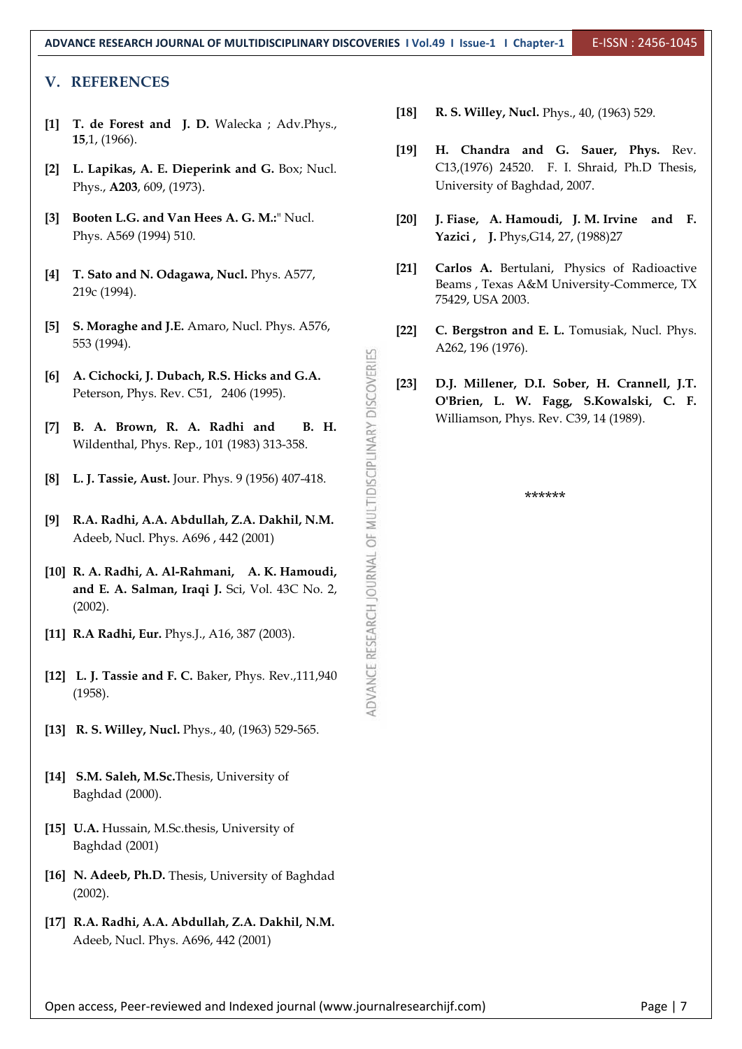## V. REFERENCES

**[1]** **T. de Forest and J. D.** Walecka ; Adv.Phys., **15**,1, (1966).

**[2]** **L. Lapikas, A. E. Dieperink and G.** Box; Nucl. Phys., **A203**, 609, (1973).

**[3]** **Booten L.G. and Van Hees A. G. M.:**" Nucl. Phys. A569 (1994) 510.

**[4]** **T. Sato and N. Odagawa, Nucl.** Phys. A577, 219c (1994).

**[5]** **S. Moraghe and J.E.** Amaro, Nucl. Phys. A576, 553 (1994).

**[6]** **A. Cichocki, J. Dubach, R.S. Hicks and G.A.** Peterson, Phys. Rev. C51, 2406 (1995).

**[7]** **B. A. Brown, R. A. Radhi and B. H.** Wildenthal, Phys. Rep., 101 (1983) 313-358.

**[8]** **L. J. Tassie, Aust.** Jour. Phys. 9 (1956) 407-418.

**[9]** **R.A. Radhi, A.A. Abdullah, Z.A. Dakhil, N.M.** Adeeb, Nucl. Phys. A696 , 442 (2001)

**[10]** **R. A. Radhi, A. Al-Rahmani, A. K. Hamoudi, and E. A. Salman, Iraqi J.** Sci, Vol. 43C No. 2, (2002).

**[11]** **R.A Radhi, Eur.** Phys.J., A16, 387 (2003).

**[12]** **L. J. Tassie and F. C.** Baker, Phys. Rev.,111,940 (1958).

**[13]** **R. S. Willey, Nucl.** Phys., 40, (1963) 529-565.

**[14]** **S.M. Saleh, M.Sc.**Thesis, University of Baghdad (2000).

**[15]** **U.A.** Hussain, M.Sc.thesis, University of Baghdad (2001)

**[16]** **N. Adeeb, Ph.D.** Thesis, University of Baghdad (2002).

**[17]** **R.A. Radhi, A.A. Abdullah, Z.A. Dakhil, N.M.** Adeeb, Nucl. Phys. A696, 442 (2001)

**[18]** **R. S. Willey, Nucl.** Phys., 40, (1963) 529.

**[19]** **H. Chandra and G. Sauer, Phys.** Rev. C13,(1976) 24520. F. I. Shraid, Ph.D Thesis, University of Baghdad, 2007.

**[20]** **J. Fiase, A. Hamoudi, J. M. Irvine and F. Yazici , J.** Phys,G14, 27, (1988)27

**[21]** **Carlos A.** Bertulani, Physics of Radioactive Beams , Texas A&M University-Commerce, TX 75429, USA 2003.

**[22]** **C. Bergstron and E. L.** Tomusiak, Nucl. Phys. A262, 196 (1976).

**[23]** **D.J. Millener, D.I. Sober, H. Crannell, J.T. O'Brien, L. W. Fagg, S.Kowalski, C. F.** Williamson, Phys. Rev. C39, 14 (1989).

******